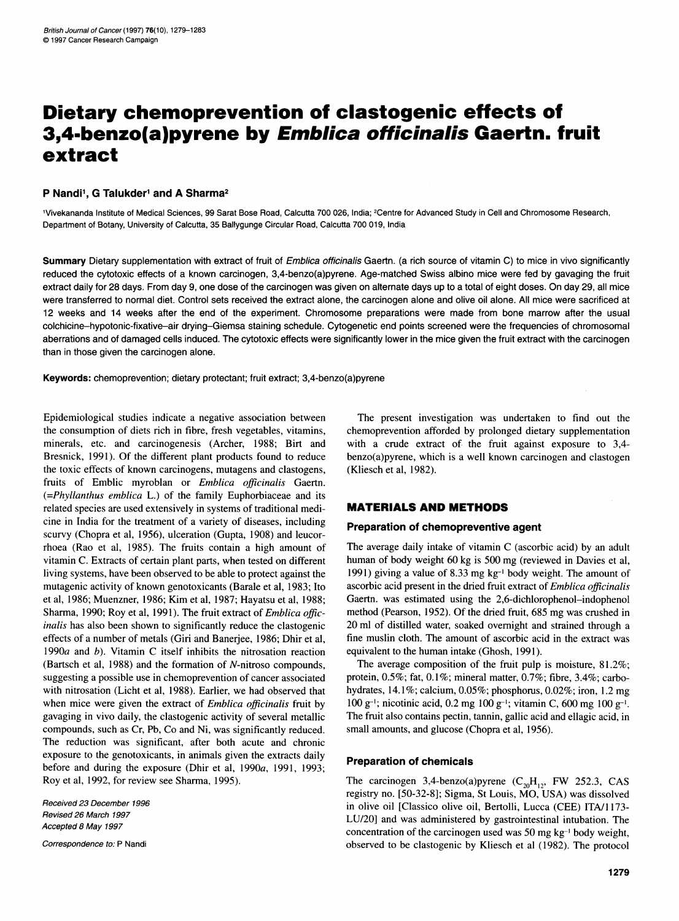# Dietary chemoprevention of clastogenic effects of 3,4-benzo(a)pyrene by *Emblica officinalis* Gaertn. fruit extract

**P Nandi[1], G Talukder[1] and A Sharma[2]**

[1]Vivekananda Institute of Medical Sciences, 99 Sarat Bose Road, Calcutta 700 026, India; [2]Centre for Advanced Study in Cell and Chromosome Research, Department of Botany, University of Calcutta, 35 Ballygunge Circular Road, Calcutta 700 019, India

**Summary** Dietary supplementation with extract of fruit of *Emblica officinalis* Gaertn. (a rich source of vitamin C) to mice in vivo significantly reduced the cytotoxic effects of a known carcinogen, 3,4-benzo(a)pyrene. Age-matched Swiss albino mice were fed by gavaging the fruit extract daily for 28 days. From day 9, one dose of the carcinogen was given on alternate days up to a total of eight doses. On day 29, all mice were transferred to normal diet. Control sets received the extract alone, the carcinogen alone and olive oil alone. All mice were sacrificed at 12 weeks and 14 weeks after the end of the experiment. Chromosome preparations were made from bone marrow after the usual colchicine–hypotonic-fixative–air drying–Giemsa staining schedule. Cytogenetic end points screened were the frequencies of chromosomal aberrations and of damaged cells induced. The cytotoxic effects were significantly lower in the mice given the fruit extract with the carcinogen than in those given the carcinogen alone.

**Keywords:** chemoprevention; dietary protectant; fruit extract; 3,4-benzo(a)pyrene

Epidemiological studies indicate a negative association between the consumption of diets rich in fibre, fresh vegetables, vitamins, minerals, etc. and carcinogenesis (Archer, 1988; Birt and Bresnick, 1991). Of the different plant products found to reduce the toxic effects of known carcinogens, mutagens and clastogens, fruits of Emblic myroblan or *Emblica officinalis* Gaertn. (=*Phyllanthus emblica* L.) of the family Euphorbiaceae and its related species are used extensively in systems of traditional medicine in India for the treatment of a variety of diseases, including scurvy (Chopra et al, 1956), ulceration (Gupta, 1908) and leucorrhoea (Rao et al, 1985). The fruits contain a high amount of vitamin C. Extracts of certain plant parts, when tested on different living systems, have been observed to be able to protect against the mutagenic activity of known genotoxicants (Barale et al, 1983; Ito et al, 1986; Muenzner, 1986; Kim et al, 1987; Hayatsu et al, 1988; Sharma, 1990; Roy et al, 1991). The fruit extract of *Emblica officinalis* has also been shown to significantly reduce the clastogenic effects of a number of metals (Giri and Banerjee, 1986; Dhir et al, 1990*a* and *b*). Vitamin C itself inhibits the nitrosation reaction (Bartsch et al, 1988) and the formation of *N*-nitroso compounds, suggesting a possible use in chemoprevention of cancer associated with nitrosation (Licht et al, 1988). Earlier, we had observed that when mice were given the extract of *Emblica officinalis* fruit by gavaging in vivo daily, the clastogenic activity of several metallic compounds, such as Cr, Pb, Co and Ni, was significantly reduced. The reduction was significant, after both acute and chronic exposure to the genotoxicants, in animals given the extracts daily before and during the exposure (Dhir et al, 1990*a*, 1991, 1993; Roy et al, 1992, for review see Sharma, 1995).

*Received 23 December 1996*
*Revised 26 March 1997*
*Accepted 8 May 1997*

*Correspondence to:* P Nandi

The present investigation was undertaken to find out the chemoprevention afforded by prolonged dietary supplementation with a crude extract of the fruit against exposure to 3,4-benzo(a)pyrene, which is a well known carcinogen and clastogen (Kliesch et al, 1982).

## MATERIALS AND METHODS

### Preparation of chemopreventive agent

The average daily intake of vitamin C (ascorbic acid) by an adult human of body weight 60 kg is 500 mg (reviewed in Davies et al, 1991) giving a value of 8.33 mg $kg^{-1}$ body weight. The amount of ascorbic acid present in the dried fruit extract of *Emblica officinalis* Gaertn. was estimated using the 2,6-dichlorophenol–indophenol method (Pearson, 1952). Of the dried fruit, 685 mg was crushed in 20 ml of distilled water, soaked overnight and strained through a fine muslin cloth. The amount of ascorbic acid in the extract was equivalent to the human intake (Ghosh, 1991).

The average composition of the fruit pulp is moisture, 81.2%; protein, 0.5%; fat, 0.1%; mineral matter, 0.7%; fibre, 3.4%; carbohydrates, 14.1%; calcium, 0.05%; phosphorus, 0.02%; iron, 1.2 mg 100 $g^{-1}$; nicotinic acid, 0.2 mg 100 $g^{-1}$; vitamin C, 600 mg 100 $g^{-1}$. The fruit also contains pectin, tannin, gallic acid and ellagic acid, in small amounts, and glucose (Chopra et al, 1956).

### Preparation of chemicals

The carcinogen 3,4-benzo(a)pyrene ($C_{20}H_{12}$, FW 252.3, CAS registry no. [50-32-8]; Sigma, St Louis, MO, USA) was dissolved in olive oil [Classico olive oil, Bertolli, Lucca (CEE) ITA/1173-LU/20] and was administered by gastrointestinal intubation. The concentration of the carcinogen used was 50 mg $kg^{-1}$ body weight, observed to be clastogenic by Kliesch et al (1982). The protocol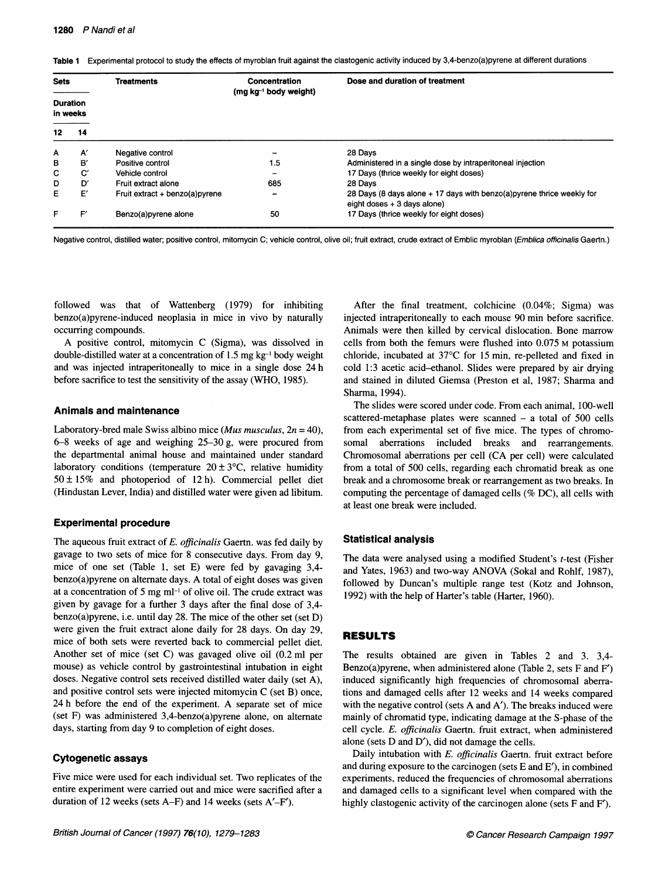**Table 1** Experimental protocol to study the effects of myroblan fruit against the clastogenic activity induced by 3,4-benzo(a)pyrene at different durations

| Sets | | Treatments | Concentration ($mg\ kg^{-1}$ body weight) | Dose and duration of treatment |
|---|---|---|---|---|
| Duration in weeks | | | | |
| 12 | 14 | | | |
| A | A′ | Negative control | – | 28 Days |
| B | B′ | Positive control | 1.5 | Administered in a single dose by intraperitoneal injection |
| C | C′ | Vehicle control | – | 17 Days (thrice weekly for eight doses) |
| D | D′ | Fruit extract alone | 685 | 28 Days |
| E | E′ | Fruit extract + benzo(a)pyrene | – | 28 Days (8 days alone + 17 days with benzo(a)pyrene thrice weekly for eight doses + 3 days alone) |
| F | F′ | Benzo(a)pyrene alone | 50 | 17 Days (thrice weekly for eight doses) |

Negative control, distilled water; positive control, mitomycin C; vehicle control, olive oil; fruit extract, crude extract of Emblic myroblan (*Emblica officinalis* Gaertn.)

followed was that of Wattenberg (1979) for inhibiting benzo(a)pyrene-induced neoplasia in mice in vivo by naturally occurring compounds.

A positive control, mitomycin C (Sigma), was dissolved in double-distilled water at a concentration of 1.5 $mg\ kg^{-1}$ body weight and was injected intraperitoneally to mice in a single dose 24 h before sacrifice to test the sensitivity of the assay (WHO, 1985).

## Animals and maintenance

Laboratory-bred male Swiss albino mice (*Mus musculus*, $2n = 40$), 6–8 weeks of age and weighing 25–30 g, were procured from the departmental animal house and maintained under standard laboratory conditions (temperature $20 \pm 3$°C, relative humidity $50 \pm 15\%$ and photoperiod of 12 h). Commercial pellet diet (Hindustan Lever, India) and distilled water were given ad libitum.

## Experimental procedure

The aqueous fruit extract of *E. officinalis* Gaertn. was fed daily by gavage to two sets of mice for 8 consecutive days. From day 9, mice of one set (Table 1, set E) were fed by gavaging 3,4-benzo(a)pyrene on alternate days. A total of eight doses was given at a concentration of 5 $mg\ ml^{-1}$ of olive oil. The crude extract was given by gavage for a further 3 days after the final dose of 3,4-benzo(a)pyrene, i.e. until day 28. The mice of the other set (set D) were given the fruit extract alone daily for 28 days. On day 29, mice of both sets were reverted back to commercial pellet diet. Another set of mice (set C) was gavaged olive oil (0.2 ml per mouse) as vehicle control by gastrointestinal intubation in eight doses. Negative control sets received distilled water daily (set A), and positive control sets were injected mitomycin C (set B) once, 24 h before the end of the experiment. A separate set of mice (set F) was administered 3,4-benzo(a)pyrene alone, on alternate days, starting from day 9 to completion of eight doses.

## Cytogenetic assays

Five mice were used for each individual set. Two replicates of the entire experiment were carried out and mice were sacrified after a duration of 12 weeks (sets A–F) and 14 weeks (sets A′–F′).

After the final treatment, colchicine (0.04%; Sigma) was injected intraperitoneally to each mouse 90 min before sacrifice. Animals were then killed by cervical dislocation. Bone marrow cells from both the femurs were flushed into 0.075 M potassium chloride, incubated at 37°C for 15 min, re-pelleted and fixed in cold 1:3 acetic acid–ethanol. Slides were prepared by air drying and stained in diluted Giemsa (Preston et al, 1987; Sharma and Sharma, 1994).

The slides were scored under code. From each animal, 100-well scattered-metaphase plates were scanned – a total of 500 cells from each experimental set of five mice. The types of chromosomal aberrations included breaks and rearrangements. Chromosomal aberrations per cell (CA per cell) were calculated from a total of 500 cells, regarding each chromatid break as one break and a chromosome break or rearrangement as two breaks. In computing the percentage of damaged cells (% DC), all cells with at least one break were included.

## Statistical analysis

The data were analysed using a modified Student's *t*-test (Fisher and Yates, 1963) and two-way ANOVA (Sokal and Rohlf, 1987), followed by Duncan's multiple range test (Kotz and Johnson, 1992) with the help of Harter's table (Harter, 1960).

# RESULTS

The results obtained are given in Tables 2 and 3. 3,4-Benzo(a)pyrene, when administered alone (Table 2, sets F and F′) induced significantly high frequencies of chromosomal aberrations and damaged cells after 12 weeks and 14 weeks compared with the negative control (sets A and A′). The breaks induced were mainly of chromatid type, indicating damage at the S-phase of the cell cycle. *E. officinalis* Gaertn. fruit extract, when administered alone (sets D and D′), did not damage the cells.

Daily intubation with *E. officinalis* Gaertn. fruit extract before and during exposure to the carcinogen (sets E and E′), in combined experiments, reduced the frequencies of chromosomal aberrations and damaged cells to a significant level when compared with the highly clastogenic activity of the carcinogen alone (sets F and F′).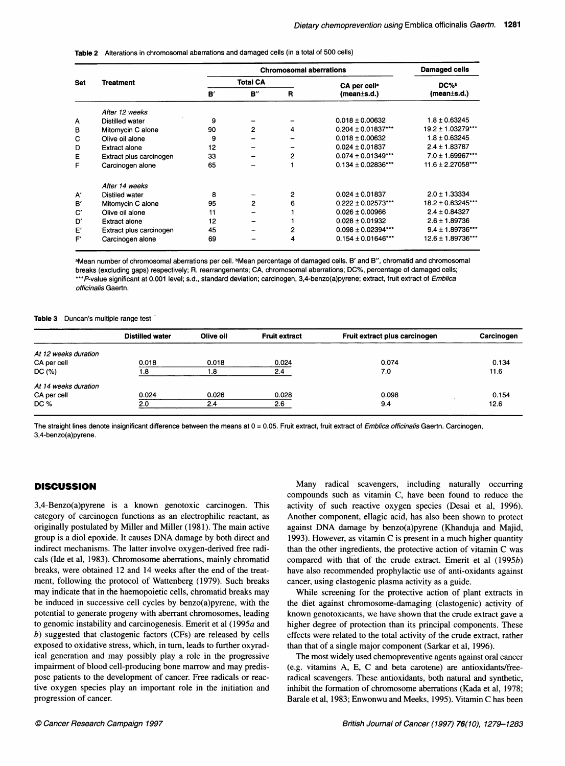**Table 2** Alterations in chromosomal aberrations and damaged cells (in a total of 500 cells)

| Set | Treatment | Chromosomal aberrations | | | | Damaged cells |
|---|---|---|---|---|---|---|
| | | Total CA | | | CA per cell[a] (mean±s.d.) | DC%[b] (mean±s.d.) |
| | | B′ | B″ | R | | |
| | *After 12 weeks* | | | | | |
| A | Distilled water | 9 | – | – | 0.018 ± 0.00632 | 1.8 ± 0.63245 |
| B | Mitomycin C alone | 90 | 2 | 4 | 0.204 ± 0.01837*** | 19.2 ± 1.03279*** |
| C | Olive oil alone | 9 | – | – | 0.018 ± 0.00632 | 1.8 ± 0.63245 |
| D | Extract alone | 12 | – | – | 0.024 ± 0.01837 | 2.4 ± 1.83787 |
| E | Extract plus carcinogen | 33 | – | 2 | 0.074 ± 0.01349*** | 7.0 ± 1.69967*** |
| F | Carcinogen alone | 65 | – | 1 | 0.134 ± 0.02836*** | 11.6 ± 2.27058*** |
| | *After 14 weeks* | | | | | |
| A′ | Distiled water | 8 | – | 2 | 0.024 ± 0.01837 | 2.0 ± 1.33334 |
| B′ | Mitomycin C alone | 95 | 2 | 6 | 0.222 ± 0.02573*** | 18.2 ± 0.63245*** |
| C′ | Olive oil alone | 11 | – | 1 | 0.026 ± 0.00966 | 2.4 ± 0.84327 |
| D′ | Extract alone | 12 | – | 1 | 0.028 ± 0.01932 | 2.6 ± 1.89736 |
| E′ | Extract plus carcinogen | 45 | – | 2 | 0.098 ± 0.02394*** | 9.4 ± 1.89736*** |
| F′ | Carcinogen alone | 69 | – | 4 | 0.154 ± 0.01646*** | 12.6 ± 1.89736*** |

[a]Mean number of chromosomal aberrations per cell. [b]Mean percentage of damaged cells. B′ and B″, chromatid and chromosomal breaks (excluding gaps) respectively; R, rearrangements; CA, chromosomal aberrations; DC%, percentage of damaged cells; ***P-value significant at 0.001 level; s.d., standard deviation; carcinogen, 3,4-benzo(a)pyrene; extract, fruit extract of *Emblica officinalis* Gaertn.

**Table 3** Duncan's multiple range test

| | Distilled water | Olive oil | Fruit extract | Fruit extract plus carcinogen | Carcinogen |
|---|---|---|---|---|---|
| *At 12 weeks duration* | | | | | |
| CA per cell | 0.018 | 0.018 | 0.024 | 0.074 | 0.134 |
| DC (%) | 1.8 | 1.8 | 2.4 | 7.0 | 11.6 |
| *At 14 weeks duration* | | | | | |
| CA per cell | 0.024 | 0.026 | 0.028 | 0.098 | 0.154 |
| DC % | 2.0 | 2.4 | 2.6 | 9.4 | 12.6 |

The straight lines denote insignificant difference between the means at 0 = 0.05. Fruit extract, fruit extract of *Emblica officinalis* Gaertn. Carcinogen, 3,4-benzo(a)pyrene.

## DISCUSSION

3,4-Benzo(a)pyrene is a known genotoxic carcinogen. This category of carcinogen functions as an electrophilic reactant, as originally postulated by Miller and Miller (1981). The main active group is a diol epoxide. It causes DNA damage by both direct and indirect mechanisms. The latter involve oxygen-derived free radicals (Ide et al, 1983). Chromosome aberrations, mainly chromatid breaks, were obtained 12 and 14 weeks after the end of the treatment, following the protocol of Wattenberg (1979). Such breaks may indicate that in the haemopoietic cells, chromatid breaks may be induced in successive cell cycles by benzo(a)pyrene, with the potential to generate progeny with aberrant chromosomes, leading to genomic instability and carcinogenesis. Emerit et al (1995*a* and *b*) suggested that clastogenic factors (CFs) are released by cells exposed to oxidative stress, which, in turn, leads to further oxyradical generation and may possibly play a role in the progressive impairment of blood cell-producing bone marrow and may predispose patients to the development of cancer. Free radicals or reactive oxygen species play an important role in the initiation and progression of cancer.

Many radical scavengers, including naturally occurring compounds such as vitamin C, have been found to reduce the activity of such reactive oxygen species (Desai et al, 1996). Another component, ellagic acid, has also been shown to protect against DNA damage by benzo(a)pyrene (Khanduja and Majid, 1993). However, as vitamin C is present in a much higher quantity than the other ingredients, the protective action of vitamin C was compared with that of the crude extract. Emerit et al (1995*b*) have also recommended prophylactic use of anti-oxidants against cancer, using clastogenic plasma activity as a guide.

While screening for the protective action of plant extracts in the diet against chromosome-damaging (clastogenic) activity of known genotoxicants, we have shown that the crude extract gave a higher degree of protection than its principal components. These effects were related to the total activity of the crude extract, rather than that of a single major component (Sarkar et al, 1996).

The most widely used chemopreventive agents against oral cancer (e.g. vitamins A, E, C and beta carotene) are antioxidants/free-radical scavengers. These antioxidants, both natural and synthetic, inhibit the formation of chromosome aberrations (Kada et al, 1978; Barale et al, 1983; Enwonwu and Meeks, 1995). Vitamin C has been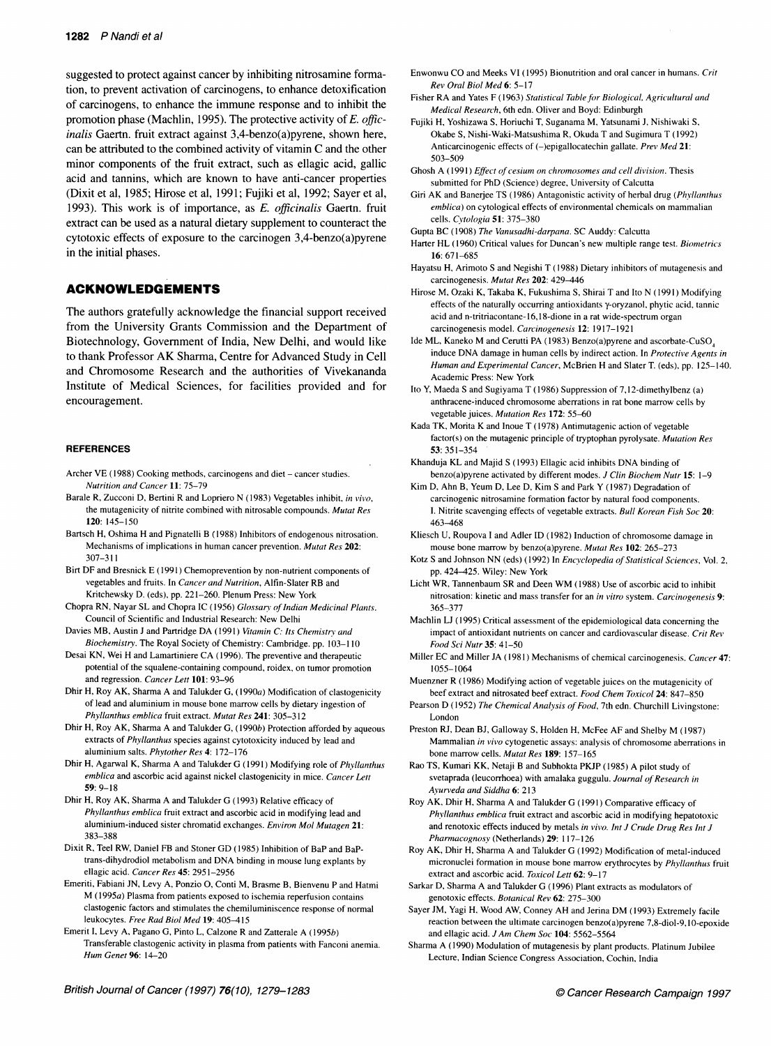suggested to protect against cancer by inhibiting nitrosamine formation, to prevent activation of carcinogens, to enhance detoxification of carcinogens, to enhance the immune response and to inhibit the promotion phase (Machlin, 1995). The protective activity of *E. officinalis* Gaertn. fruit extract against 3,4-benzo(a)pyrene, shown here, can be attributed to the combined activity of vitamin C and the other minor components of the fruit extract, such as ellagic acid, gallic acid and tannins, which are known to have anti-cancer properties (Dixit et al, 1985; Hirose et al, 1991; Fujiki et al, 1992; Sayer et al, 1993). This work is of importance, as *E. officinalis* Gaertn. fruit extract can be used as a natural dietary supplement to counteract the cytotoxic effects of exposure to the carcinogen 3,4-benzo(a)pyrene in the initial phases.

## ACKNOWLEDGEMENTS

The authors gratefully acknowledge the financial support received from the University Grants Commission and the Department of Biotechnology, Government of India, New Delhi, and would like to thank Professor AK Sharma, Centre for Advanced Study in Cell and Chromosome Research and the authorities of Vivekananda Institute of Medical Sciences, for facilities provided and for encouragement.

### REFERENCES

Archer VE (1988) Cooking methods, carcinogens and diet – cancer studies. *Nutrition and Cancer* **11**: 75–79

Barale R, Zucconi D, Bertini R and Lopriero N (1983) Vegetables inhibit, *in vivo*, the mutagenicity of nitrite combined with nitrosable compounds. *Mutat Res* **120**: 145–150

Bartsch H, Oshima H and Pignatelli B (1988) Inhibitors of endogenous nitrosation. Mechanisms of implications in human cancer prevention. *Mutat Res* **202**: 307–311

Birt DF and Bresnick E (1991) Chemoprevention by non-nutrient components of vegetables and fruits. In *Cancer and Nutrition*, Alfin-Slater RB and Kritchewsky D. (eds), pp. 221–260. Plenum Press: New York

Chopra RN, Nayar SL and Chopra IC (1956) *Glossary of Indian Medicinal Plants*. Council of Scientific and Industrial Research: New Delhi

Davies MB, Austin J and Partridge DA (1991) *Vitamin C: Its Chemistry and Biochemistry*. The Royal Society of Chemistry: Cambridge. pp. 103–110

Desai KN, Wei H and Lamartiniere CA (1996). The preventive and therapeutic potential of the squalene-containing compound, roidex, on tumor promotion and regression. *Cancer Lett* **101**: 93–96

Dhir H, Roy AK, Sharma A and Talukder G, (1990*a*) Modification of clastogenicity of lead and aluminium in mouse bone marrow cells by dietary ingestion of *Phyllanthus emblica* fruit extract. *Mutat Res* **241**: 305–312

Dhir H, Roy AK, Sharma A and Talukder G, (1990*b*) Protection afforded by aqueous extracts of *Phyllanthus* species against cytotoxicity induced by lead and aluminium salts. *Phytother Res* **4**: 172–176

Dhir H, Agarwal K, Sharma A and Talukder G (1991) Modifying role of *Phyllanthus emblica* and ascorbic acid against nickel clastogenicity in mice. *Cancer Lett* **59**: 9–18

Dhir H, Roy AK, Sharma A and Talukder G (1993) Relative efficacy of *Phyllanthus emblica* fruit extract and ascorbic acid in modifying lead and aluminium-induced sister chromatid exchanges. *Environ Mol Mutagen* **21**: 383–388

Dixit R, Teel RW, Daniel FB and Stoner GD (1985) Inhibition of BaP and BaP-trans-dihydrodiol metabolism and DNA binding in mouse lung explants by ellagic acid. *Cancer Res* **45**: 2951–2956

Emeriti, Fabiani JN, Levy A, Ponzio O, Conti M, Brasme B, Bienvenu P and Hatmi M (1995*a*) Plasma from patients exposed to ischemia reperfusion contains clastogenic factors and stimulates the chemiluminiscence response of normal leukocytes. *Free Rad Biol Med* **19**: 405–415

Emerit I, Levy A, Pagano G, Pinto L, Calzone R and Zatterale A (1995*b*) Transferable clastogenic activity in plasma from patients with Fanconi anemia. *Hum Genet* **96**: 14–20

Enwonwu CO and Meeks VI (1995) Bionutrition and oral cancer in humans. *Crit Rev Oral Biol Med* **6**: 5–17

Fisher RA and Yates F (1963) *Statistical Table for Biological, Agricultural and Medical Research*, 6th edn. Oliver and Boyd: Edinburgh

Fujiki H, Yoshizawa S, Horiuchi T, Suganama M, Yatsunami J, Nishiwaki S, Okabe S, Nishi-Waki-Matsushima R, Okuda T and Sugimura T (1992) Anticarcinogenic effects of (–)epigallocatechin gallate. *Prev Med* **21**: 503–509

Ghosh A (1991) *Effect of cesium on chromosomes and cell division*. Thesis submitted for PhD (Science) degree, University of Calcutta

Giri AK and Banerjee TS (1986) Antagonistic activity of herbal drug (*Phyllanthus emblica*) on cytological effects of environmental chemicals on mammalian cells. *Cytologia* **51**: 375–380

Gupta BC (1908) *The Vanusadhi-darpana*. SC Auddy: Calcutta

Harter HL (1960) Critical values for Duncan's new multiple range test. *Biometrics* **16**: 671–685

Hayatsu H, Arimoto S and Negishi T (1988) Dietary inhibitors of mutagenesis and carcinogenesis. *Mutat Res* **202**: 429–446

Hirose M, Ozaki K, Takaba K, Fukushima S, Shirai T and Ito N (1991) Modifying effects of the naturally occurring antioxidants γ-oryzanol, phytic acid, tannic acid and n-tritriacontane-16,18-dione in a rat wide-spectrum organ carcinogenesis model. *Carcinogenesis* **12**: 1917–1921

Ide ML, Kaneko M and Cerutti PA (1983) Benzo(a)pyrene and ascorbate-$CuSO_4$ induce DNA damage in human cells by indirect action. In *Protective Agents in Human and Experimental Cancer*, McBrien H and Slater T. (eds), pp. 125–140. Academic Press: New York

Ito Y, Maeda S and Sugiyama T (1986) Suppression of 7,12-dimethylbenz (a) anthracene-induced chromosome aberrations in rat bone marrow cells by vegetable juices. *Mutation Res* **172**: 55–60

Kada TK, Morita K and Inoue T (1978) Antimutagenic action of vegetable factor(s) on the mutagenic principle of tryptophan pyrolysate. *Mutation Res* **53**: 351–354

Khanduja KL and Majid S (1993) Ellagic acid inhibits DNA binding of benzo(a)pyrene activated by different modes. *J Clin Biochem Nutr* **15**: 1–9

Kim D, Ahn B, Yeum D, Lee D, Kim S and Park Y (1987) Degradation of carcinogenic nitrosamine formation factor by natural food components. I. Nitrite scavenging effects of vegetable extracts. *Bull Korean Fish Soc* **20**: 463–468

Kliesch U, Roupova I and Adler ID (1982) Induction of chromosome damage in mouse bone marrow by benzo(a)pyrene. *Mutat Res* **102**: 265–273

Kotz S and Johnson NN (eds) (1992) In *Encyclopedia of Statistical Sciences*, Vol. 2, pp. 424–425. Wiley: New York

Licht WR, Tannenbaum SR and Deen WM (1988) Use of ascorbic acid to inhibit nitrosation: kinetic and mass transfer for an *in vitro* system. *Carcinogenesis* **9**: 365–377

Machlin LJ (1995) Critical assessment of the epidemiological data concerning the impact of antioxidant nutrients on cancer and cardiovascular disease. *Crit Rev Food Sci Nutr* **35**: 41–50

Miller EC and Miller JA (1981) Mechanisms of chemical carcinogenesis. *Cancer* **47**: 1055–1064

Muenzner R (1986) Modifying action of vegetable juices on the mutagenicity of beef extract and nitrosated beef extract. *Food Chem Toxicol* **24**: 847–850

Pearson D (1952) *The Chemical Analysis of Food*, 7th edn. Churchill Livingstone: London

Preston RJ, Dean BJ, Galloway S, Holden H, McFee AF and Shelby M (1987) Mammalian *in vivo* cytogenetic assays: analysis of chromosome aberrations in bone marrow cells. *Mutat Res* **189**: 157–165

Rao TS, Kumari KK, Netaji B and Subhokta PKJP (1985) A pilot study of svetaprada (leucorrhoea) with amalaka guggulu. *Journal of Research in Ayurveda and Siddha* **6**: 213

Roy AK, Dhir H, Sharma A and Talukder G (1991) Comparative efficacy of *Phyllanthus emblica* fruit extract and ascorbic acid in modifying hepatotoxic and renotoxic effects induced by metals *in vivo*. *Int J Crude Drug Res Int J Pharmacognosy* (Netherlands) **29**: 117–126

Roy AK, Dhir H, Sharma A and Talukder G (1992) Modification of metal-induced micronuclei formation in mouse bone marrow erythrocytes by *Phyllanthus* fruit extract and ascorbic acid. *Toxicol Lett* **62**: 9–17

Sarkar D, Sharma A and Talukder G (1996) Plant extracts as modulators of genotoxic effects. *Botanical Rev* **62**: 275–300

Sayer JM, Yagi H, Wood AW, Conney AH and Jerina DM (1993) Extremely facile reaction between the ultimate carcinogen benzo(a)pyrene 7,8-diol-9,10-epoxide and ellagic acid. *J Am Chem Soc* **104**: 5562–5564

Sharma A (1990) Modulation of mutagenesis by plant products. Platinum Jubilee Lecture, Indian Science Congress Association, Cochin, India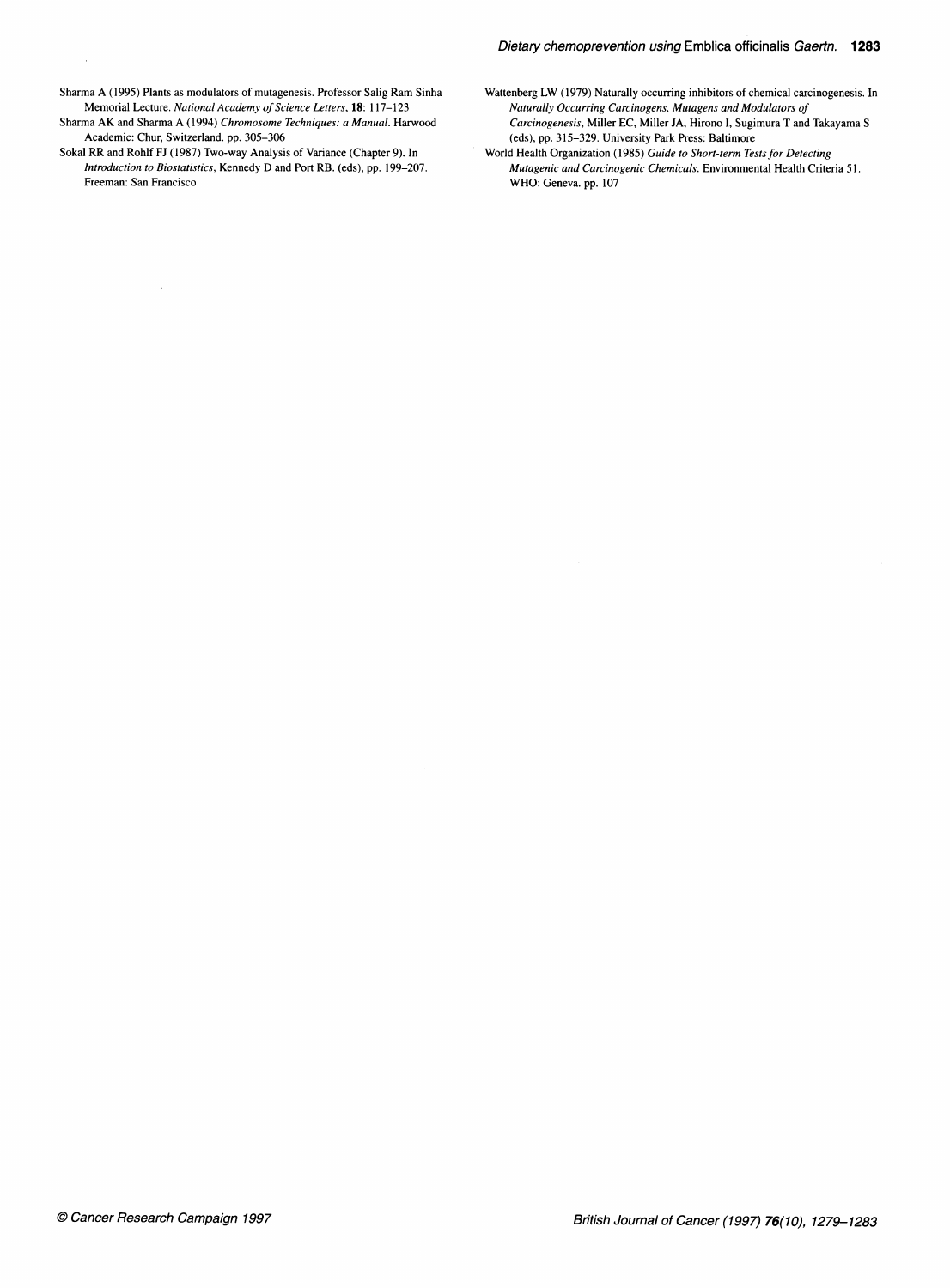Sharma A (1995) Plants as modulators of mutagenesis. Professor Salig Ram Sinha Memorial Lecture. *National Academy of Science Letters*, **18**: 117–123

Sharma AK and Sharma A (1994) *Chromosome Techniques: a Manual*. Harwood Academic: Chur, Switzerland. pp. 305–306

Sokal RR and Rohlf FJ (1987) Two-way Analysis of Variance (Chapter 9). In *Introduction to Biostatistics*, Kennedy D and Port RB. (eds), pp. 199–207. Freeman: San Francisco

Wattenberg LW (1979) Naturally occurring inhibitors of chemical carcinogenesis. In *Naturally Occurring Carcinogens, Mutagens and Modulators of Carcinogenesis*, Miller EC, Miller JA, Hirono I, Sugimura T and Takayama S (eds), pp. 315–329. University Park Press: Baltimore

World Health Organization (1985) *Guide to Short-term Tests for Detecting Mutagenic and Carcinogenic Chemicals*. Environmental Health Criteria 51. WHO: Geneva. pp. 107